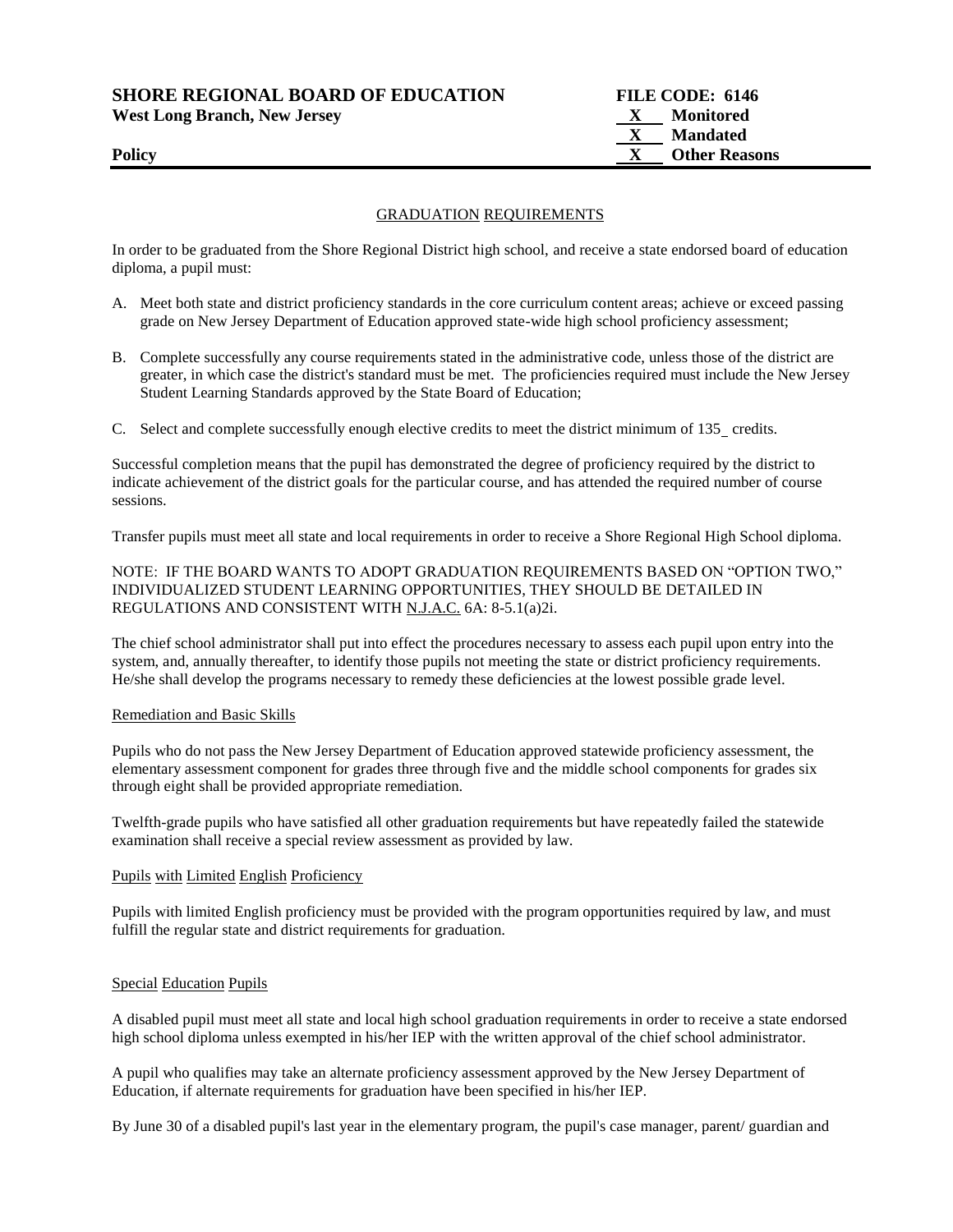**SHORE REGIONAL BOARD OF EDUCATION**
**West Long Branch, New Jersey**

**Policy**

**FILE CODE: 6146**
**X** **Monitored**
**X** **Mandated**
**X** **Other Reasons**

GRADUATION REQUIREMENTS

In order to be graduated from the Shore Regional District high school, and receive a state endorsed board of education diploma, a pupil must:

A. Meet both state and district proficiency standards in the core curriculum content areas; achieve or exceed passing grade on New Jersey Department of Education approved state-wide high school proficiency assessment;

B. Complete successfully any course requirements stated in the administrative code, unless those of the district are greater, in which case the district's standard must be met. The proficiencies required must include the New Jersey Student Learning Standards approved by the State Board of Education;

C. Select and complete successfully enough elective credits to meet the district minimum of 135_ credits.

Successful completion means that the pupil has demonstrated the degree of proficiency required by the district to indicate achievement of the district goals for the particular course, and has attended the required number of course sessions.

Transfer pupils must meet all state and local requirements in order to receive a Shore Regional High School diploma.

NOTE: IF THE BOARD WANTS TO ADOPT GRADUATION REQUIREMENTS BASED ON "OPTION TWO," INDIVIDUALIZED STUDENT LEARNING OPPORTUNITIES, THEY SHOULD BE DETAILED IN REGULATIONS AND CONSISTENT WITH N.J.A.C. 6A: 8-5.1(a)2i.

The chief school administrator shall put into effect the procedures necessary to assess each pupil upon entry into the system, and, annually thereafter, to identify those pupils not meeting the state or district proficiency requirements. He/she shall develop the programs necessary to remedy these deficiencies at the lowest possible grade level.

Remediation and Basic Skills

Pupils who do not pass the New Jersey Department of Education approved statewide proficiency assessment, the elementary assessment component for grades three through five and the middle school components for grades six through eight shall be provided appropriate remediation.

Twelfth-grade pupils who have satisfied all other graduation requirements but have repeatedly failed the statewide examination shall receive a special review assessment as provided by law.

Pupils with Limited English Proficiency

Pupils with limited English proficiency must be provided with the program opportunities required by law, and must fulfill the regular state and district requirements for graduation.

Special Education Pupils

A disabled pupil must meet all state and local high school graduation requirements in order to receive a state endorsed high school diploma unless exempted in his/her IEP with the written approval of the chief school administrator.

A pupil who qualifies may take an alternate proficiency assessment approved by the New Jersey Department of Education, if alternate requirements for graduation have been specified in his/her IEP.

By June 30 of a disabled pupil's last year in the elementary program, the pupil's case manager, parent/ guardian and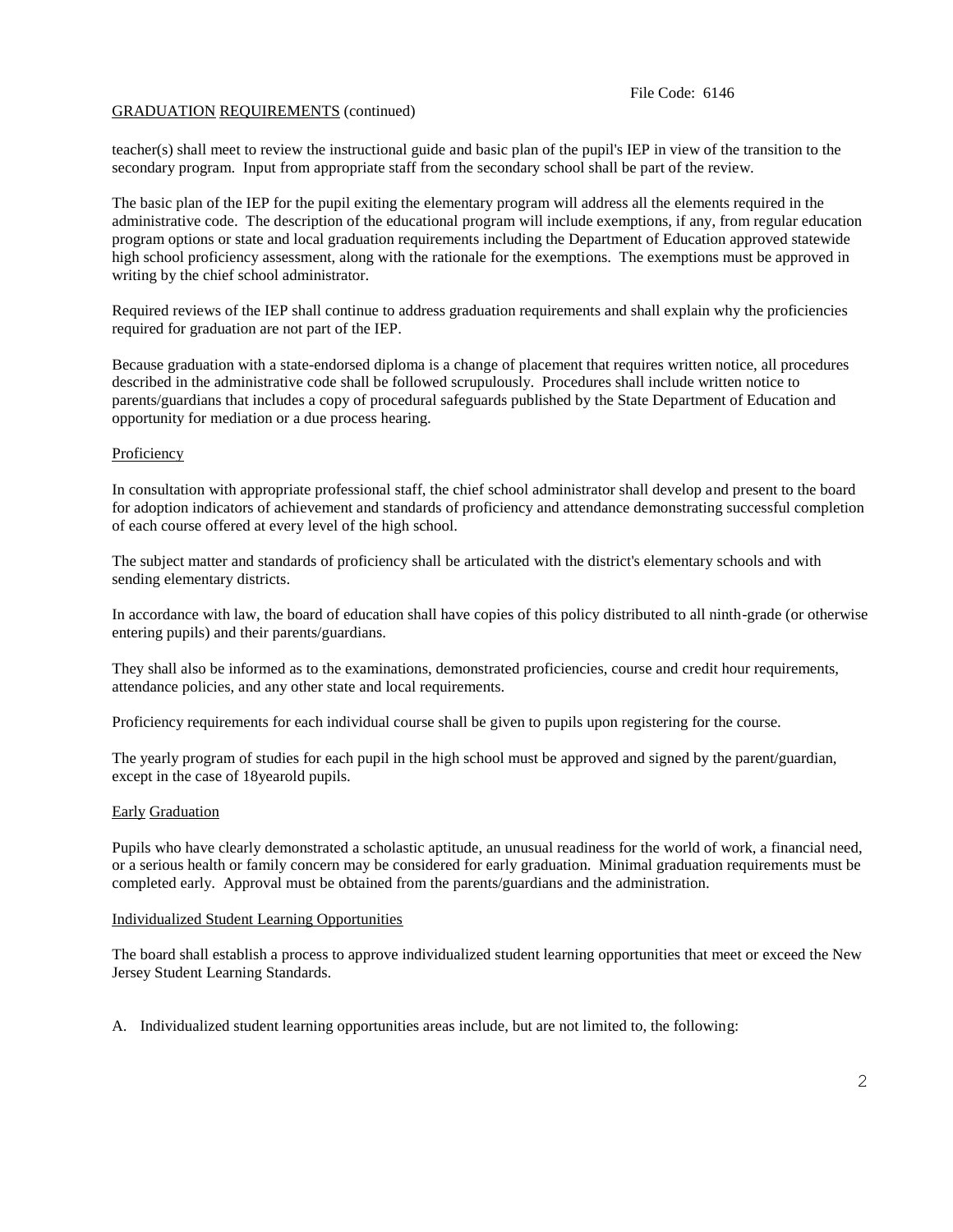teacher(s) shall meet to review the instructional guide and basic plan of the pupil's IEP in view of the transition to the secondary program. Input from appropriate staff from the secondary school shall be part of the review.

The basic plan of the IEP for the pupil exiting the elementary program will address all the elements required in the administrative code. The description of the educational program will include exemptions, if any, from regular education program options or state and local graduation requirements including the Department of Education approved statewide high school proficiency assessment, along with the rationale for the exemptions. The exemptions must be approved in writing by the chief school administrator.

Required reviews of the IEP shall continue to address graduation requirements and shall explain why the proficiencies required for graduation are not part of the IEP.

Because graduation with a state-endorsed diploma is a change of placement that requires written notice, all procedures described in the administrative code shall be followed scrupulously. Procedures shall include written notice to parents/guardians that includes a copy of procedural safeguards published by the State Department of Education and opportunity for mediation or a due process hearing.

## Proficiency

In consultation with appropriate professional staff, the chief school administrator shall develop and present to the board for adoption indicators of achievement and standards of proficiency and attendance demonstrating successful completion of each course offered at every level of the high school.

The subject matter and standards of proficiency shall be articulated with the district's elementary schools and with sending elementary districts.

In accordance with law, the board of education shall have copies of this policy distributed to all ninth-grade (or otherwise entering pupils) and their parents/guardians.

They shall also be informed as to the examinations, demonstrated proficiencies, course and credit hour requirements, attendance policies, and any other state and local requirements.

Proficiency requirements for each individual course shall be given to pupils upon registering for the course.

The yearly program of studies for each pupil in the high school must be approved and signed by the parent/guardian, except in the case of 18yearold pupils.

## Early Graduation

Pupils who have clearly demonstrated a scholastic aptitude, an unusual readiness for the world of work, a financial need, or a serious health or family concern may be considered for early graduation. Minimal graduation requirements must be completed early. Approval must be obtained from the parents/guardians and the administration.

## Individualized Student Learning Opportunities

The board shall establish a process to approve individualized student learning opportunities that meet or exceed the New Jersey Student Learning Standards.

A. Individualized student learning opportunities areas include, but are not limited to, the following: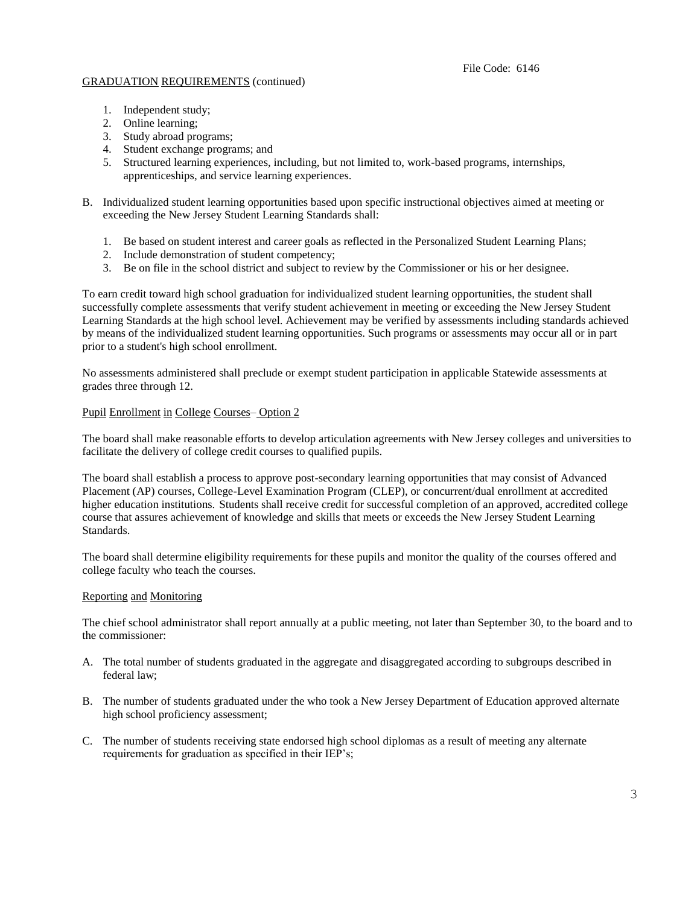GRADUATION REQUIREMENTS (continued)

1. Independent study;
2. Online learning;
3. Study abroad programs;
4. Student exchange programs; and
5. Structured learning experiences, including, but not limited to, work-based programs, internships, apprenticeships, and service learning experiences.

B. Individualized student learning opportunities based upon specific instructional objectives aimed at meeting or exceeding the New Jersey Student Learning Standards shall:

   1. Be based on student interest and career goals as reflected in the Personalized Student Learning Plans;
   2. Include demonstration of student competency;
   3. Be on file in the school district and subject to review by the Commissioner or his or her designee.

To earn credit toward high school graduation for individualized student learning opportunities, the student shall successfully complete assessments that verify student achievement in meeting or exceeding the New Jersey Student Learning Standards at the high school level. Achievement may be verified by assessments including standards achieved by means of the individualized student learning opportunities. Such programs or assessments may occur all or in part prior to a student's high school enrollment.

No assessments administered shall preclude or exempt student participation in applicable Statewide assessments at grades three through 12.

Pupil Enrollment in College Courses– Option 2

The board shall make reasonable efforts to develop articulation agreements with New Jersey colleges and universities to facilitate the delivery of college credit courses to qualified pupils.

The board shall establish a process to approve post-secondary learning opportunities that may consist of Advanced Placement (AP) courses, College-Level Examination Program (CLEP), or concurrent/dual enrollment at accredited higher education institutions. Students shall receive credit for successful completion of an approved, accredited college course that assures achievement of knowledge and skills that meets or exceeds the New Jersey Student Learning Standards.

The board shall determine eligibility requirements for these pupils and monitor the quality of the courses offered and college faculty who teach the courses.

Reporting and Monitoring

The chief school administrator shall report annually at a public meeting, not later than September 30, to the board and to the commissioner:

A. The total number of students graduated in the aggregate and disaggregated according to subgroups described in federal law;

B. The number of students graduated under the who took a New Jersey Department of Education approved alternate high school proficiency assessment;

C. The number of students receiving state endorsed high school diplomas as a result of meeting any alternate requirements for graduation as specified in their IEP's;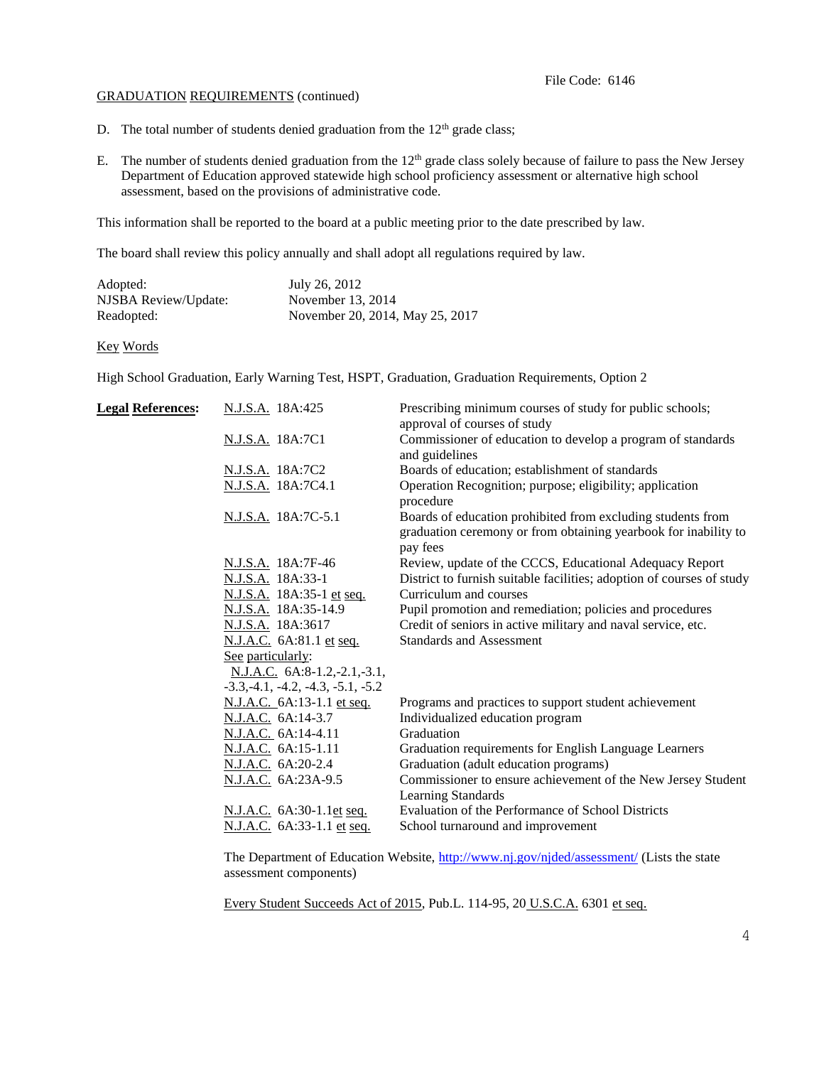GRADUATION REQUIREMENTS (continued)

D. The total number of students denied graduation from the 12th grade class;

E. The number of students denied graduation from the 12th grade class solely because of failure to pass the New Jersey Department of Education approved statewide high school proficiency assessment or alternative high school assessment, based on the provisions of administrative code.

This information shall be reported to the board at a public meeting prior to the date prescribed by law.

The board shall review this policy annually and shall adopt all regulations required by law.

| | |
|---|---|
| Adopted: | July 26, 2012 |
| NJSBA Review/Update: | November 13, 2014 |
| Readopted: | November 20, 2014, May 25, 2017 |

Key Words

High School Graduation, Early Warning Test, HSPT, Graduation, Graduation Requirements, Option 2

| **Legal References:** | | |
|---|---|---|
| | N.J.S.A. 18A:425 | Prescribing minimum courses of study for public schools; approval of courses of study |
| | N.J.S.A. 18A:7C1 | Commissioner of education to develop a program of standards and guidelines |
| | N.J.S.A. 18A:7C2 | Boards of education; establishment of standards |
| | N.J.S.A. 18A:7C4.1 | Operation Recognition; purpose; eligibility; application procedure |
| | N.J.S.A. 18A:7C-5.1 | Boards of education prohibited from excluding students from graduation ceremony or from obtaining yearbook for inability to pay fees |
| | N.J.S.A. 18A:7F-46 | Review, update of the CCCS, Educational Adequacy Report |
| | N.J.S.A. 18A:33-1 | District to furnish suitable facilities; adoption of courses of study |
| | N.J.S.A. 18A:35-1 et seq. | Curriculum and courses |
| | N.J.S.A. 18A:35-14.9 | Pupil promotion and remediation; policies and procedures |
| | N.J.S.A. 18A:3617 | Credit of seniors in active military and naval service, etc. |
| | N.J.A.C. 6A:81.1 et seq. | Standards and Assessment |
| | See particularly: N.J.A.C. 6A:8-1.2,-2.1,-3.1, -3.3,-4.1, -4.2, -4.3, -5.1, -5.2 | |
| | N.J.A.C. 6A:13-1.1 et seq. | Programs and practices to support student achievement |
| | N.J.A.C. 6A:14-3.7 | Individualized education program |
| | N.J.A.C. 6A:14-4.11 | Graduation |
| | N.J.A.C. 6A:15-1.11 | Graduation requirements for English Language Learners |
| | N.J.A.C. 6A:20-2.4 | Graduation (adult education programs) |
| | N.J.A.C. 6A:23A-9.5 | Commissioner to ensure achievement of the New Jersey Student Learning Standards |
| | N.J.A.C. 6A:30-1.1et seq. | Evaluation of the Performance of School Districts |
| | N.J.A.C. 6A:33-1.1 et seq. | School turnaround and improvement |

The Department of Education Website, http://www.nj.gov/njded/assessment/ (Lists the state assessment components)

Every Student Succeeds Act of 2015, Pub.L. 114-95, 20 U.S.C.A. 6301 et seq.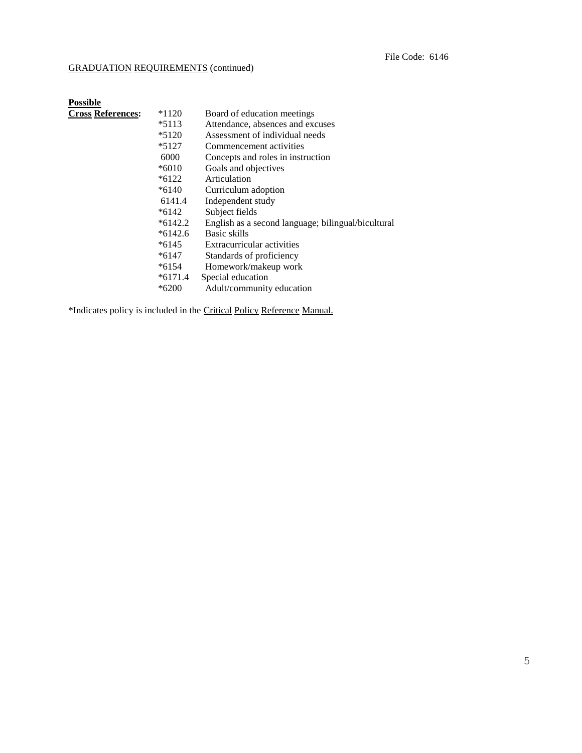File Code: 6146

GRADUATION REQUIREMENTS (continued)

**Possible Cross References:**

| | |
|---|---|
| *1120 | Board of education meetings |
| *5113 | Attendance, absences and excuses |
| *5120 | Assessment of individual needs |
| *5127 | Commencement activities |
| 6000 | Concepts and roles in instruction |
| *6010 | Goals and objectives |
| *6122 | Articulation |
| *6140 | Curriculum adoption |
| 6141.4 | Independent study |
| *6142 | Subject fields |
| *6142.2 | English as a second language; bilingual/bicultural |
| *6142.6 | Basic skills |
| *6145 | Extracurricular activities |
| *6147 | Standards of proficiency |
| *6154 | Homework/makeup work |
| *6171.4 | Special education |
| *6200 | Adult/community education |

*Indicates policy is included in the Critical Policy Reference Manual.